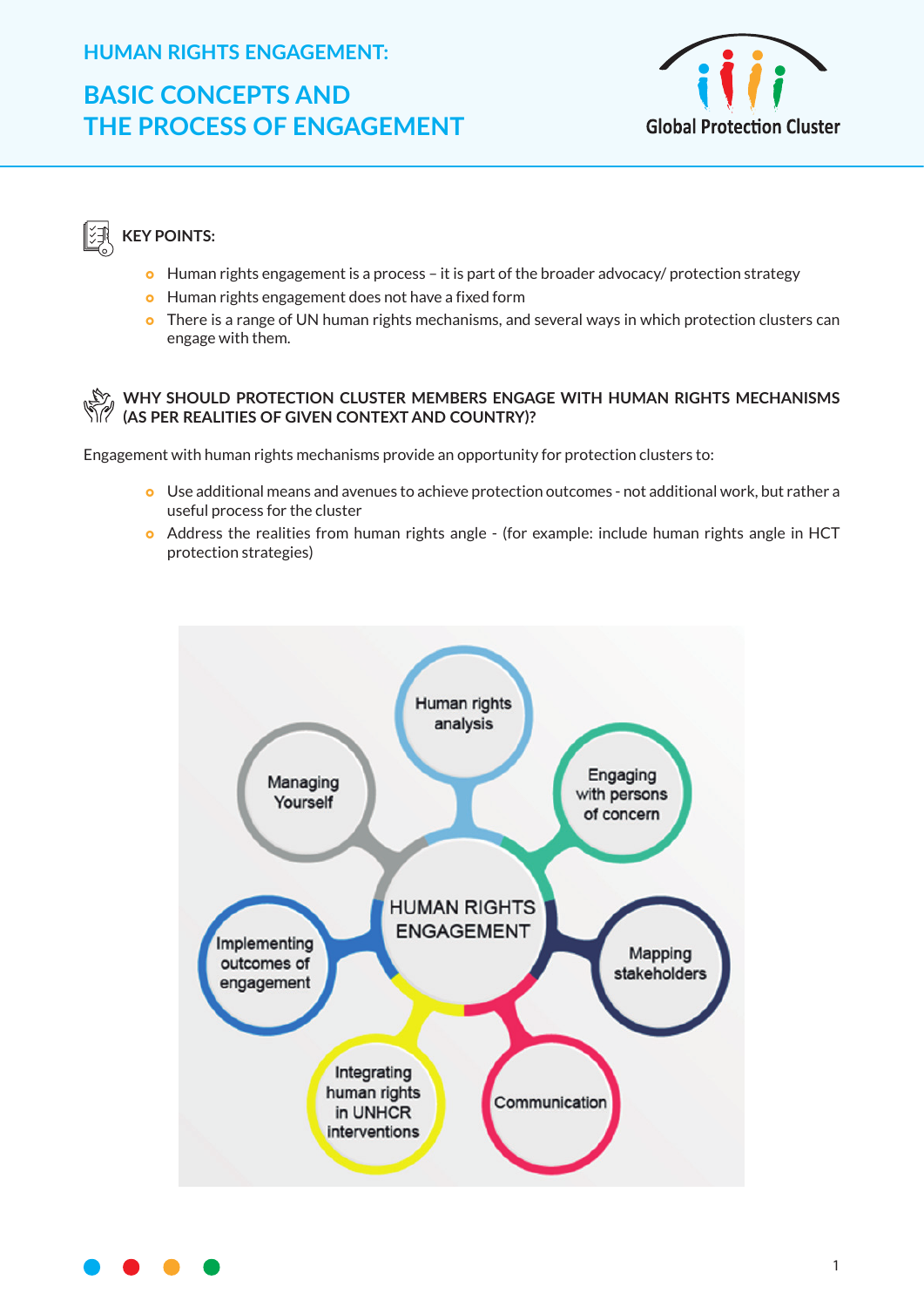# HUMAN RIGHTS ENGAGEMENT:

# BASIC CONCEPTS AND THE PROCESS OF ENGAGEMENT

Global Protection Cluster

## KEY POINTS:

- Human rights engagement is a process – it is part of the broader advocacy/ protection strategy
- Human rights engagement does not have a fixed form
- There is a range of UN human rights mechanisms, and several ways in which protection clusters can engage with them.

## WHY SHOULD PROTECTION CLUSTER MEMBERS ENGAGE WITH HUMAN RIGHTS MECHANISMS (AS PER REALITIES OF GIVEN CONTEXT AND COUNTRY)?

Engagement with human rights mechanisms provide an opportunity for protection clusters to:

- Use additional means and avenues to achieve protection outcomes - not additional work, but rather a useful process for the cluster
- Address the realities from human rights angle - (for example: include human rights angle in HCT protection strategies)

HUMAN RIGHTS ENGAGEMENT

- Human rights analysis
- Engaging with persons of concern
- Mapping stakeholders
- Communication
- Integrating human rights in UNHCR interventions
- Implementing outcomes of engagement
- Managing Yourself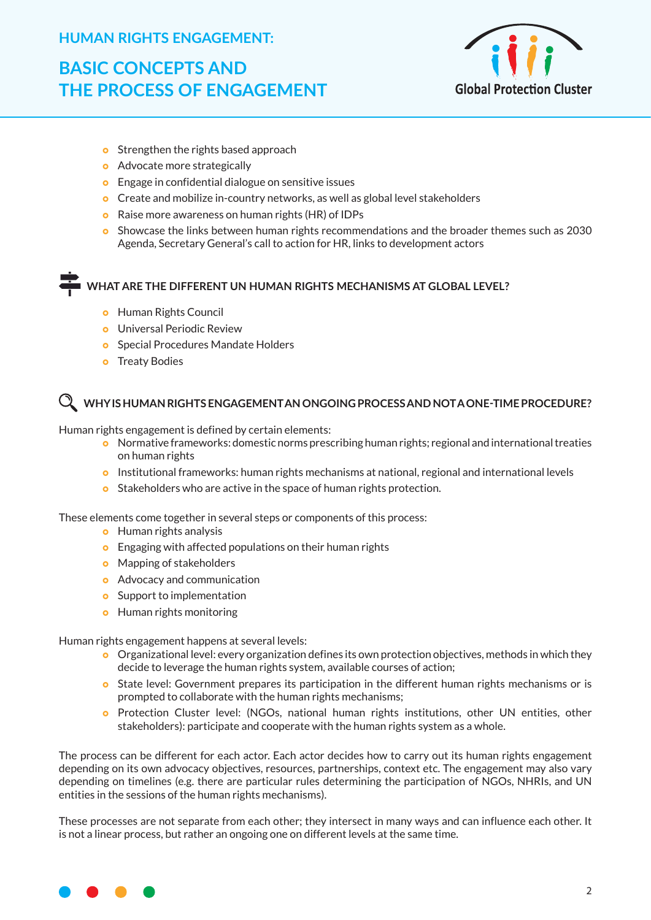- Strengthen the rights based approach
- Advocate more strategically
- Engage in confidential dialogue on sensitive issues
- Create and mobilize in-country networks, as well as global level stakeholders
- Raise more awareness on human rights (HR) of IDPs
- Showcase the links between human rights recommendations and the broader themes such as 2030 Agenda, Secretary General's call to action for HR, links to development actors

## WHAT ARE THE DIFFERENT UN HUMAN RIGHTS MECHANISMS AT GLOBAL LEVEL?

- Human Rights Council
- Universal Periodic Review
- Special Procedures Mandate Holders
- Treaty Bodies

## WHY IS HUMAN RIGHTS ENGAGEMENT AN ONGOING PROCESS AND NOT A ONE-TIME PROCEDURE?

Human rights engagement is defined by certain elements:

- Normative frameworks: domestic norms prescribing human rights; regional and international treaties on human rights
- Institutional frameworks: human rights mechanisms at national, regional and international levels
- Stakeholders who are active in the space of human rights protection.

These elements come together in several steps or components of this process:

- Human rights analysis
- Engaging with affected populations on their human rights
- Mapping of stakeholders
- Advocacy and communication
- Support to implementation
- Human rights monitoring

Human rights engagement happens at several levels:

- Organizational level: every organization defines its own protection objectives, methods in which they decide to leverage the human rights system, available courses of action;
- State level: Government prepares its participation in the different human rights mechanisms or is prompted to collaborate with the human rights mechanisms;
- Protection Cluster level: (NGOs, national human rights institutions, other UN entities, other stakeholders): participate and cooperate with the human rights system as a whole.

The process can be different for each actor. Each actor decides how to carry out its human rights engagement depending on its own advocacy objectives, resources, partnerships, context etc. The engagement may also vary depending on timelines (e.g. there are particular rules determining the participation of NGOs, NHRIs, and UN entities in the sessions of the human rights mechanisms).

These processes are not separate from each other; they intersect in many ways and can influence each other. It is not a linear process, but rather an ongoing one on different levels at the same time.